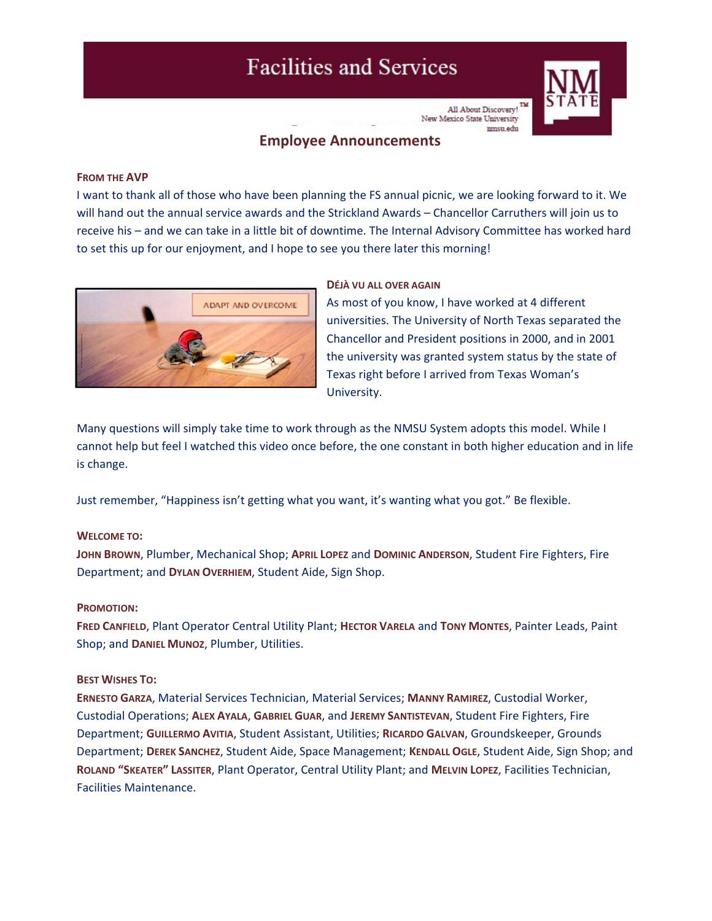# Facilities and Services

All About Discovery!™
New Mexico State University
nmsu.edu

## Employee Announcements

### From the AVP

I want to thank all of those who have been planning the FS annual picnic, we are looking forward to it. We will hand out the annual service awards and the Strickland Awards – Chancellor Carruthers will join us to receive his – and we can take in a little bit of downtime. The Internal Advisory Committee has worked hard to set this up for our enjoyment, and I hope to see you there later this morning!

### Déjà vu all over again

As most of you know, I have worked at 4 different universities. The University of North Texas separated the Chancellor and President positions in 2000, and in 2001 the university was granted system status by the state of Texas right before I arrived from Texas Woman's University.

Many questions will simply take time to work through as the NMSU System adopts this model. While I cannot help but feel I watched this video once before, the one constant in both higher education and in life is change.

Just remember, "Happiness isn't getting what you want, it's wanting what you got." Be flexible.

### Welcome to:

**John Brown**, Plumber, Mechanical Shop; **April Lopez** and **Dominic Anderson**, Student Fire Fighters, Fire Department; and **Dylan Overhiem**, Student Aide, Sign Shop.

### Promotion:

**Fred Canfield**, Plant Operator Central Utility Plant; **Hector Varela** and **Tony Montes**, Painter Leads, Paint Shop; and **Daniel Munoz**, Plumber, Utilities.

### Best Wishes To:

**Ernesto Garza**, Material Services Technician, Material Services; **Manny Ramirez**, Custodial Worker, Custodial Operations; **Alex Ayala**, **Gabriel Guar**, and **Jeremy Santistevan**, Student Fire Fighters, Fire Department; **Guillermo Avitia**, Student Assistant, Utilities; **Ricardo Galvan**, Groundskeeper, Grounds Department; **Derek Sanchez**, Student Aide, Space Management; **Kendall Ogle**, Student Aide, Sign Shop; and **Roland "Skeater" Lassiter**, Plant Operator, Central Utility Plant; and **Melvin Lopez**, Facilities Technician, Facilities Maintenance.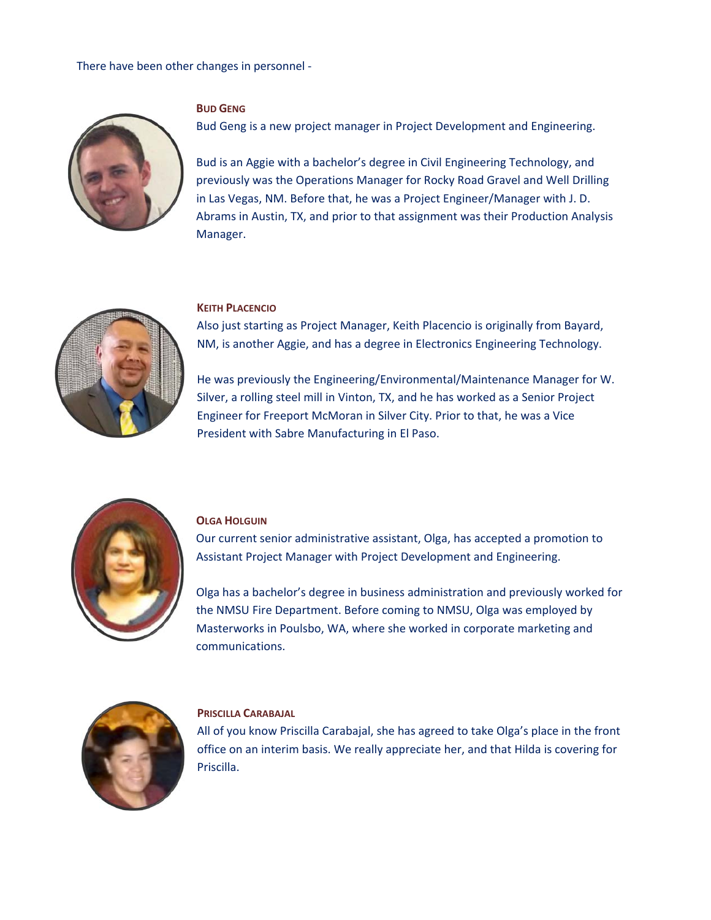There have been other changes in personnel -

### Bud Geng

Bud Geng is a new project manager in Project Development and Engineering.

Bud is an Aggie with a bachelor's degree in Civil Engineering Technology, and previously was the Operations Manager for Rocky Road Gravel and Well Drilling in Las Vegas, NM. Before that, he was a Project Engineer/Manager with J. D. Abrams in Austin, TX, and prior to that assignment was their Production Analysis Manager.

### Keith Placencio

Also just starting as Project Manager, Keith Placencio is originally from Bayard, NM, is another Aggie, and has a degree in Electronics Engineering Technology.

He was previously the Engineering/Environmental/Maintenance Manager for W. Silver, a rolling steel mill in Vinton, TX, and he has worked as a Senior Project Engineer for Freeport McMoran in Silver City. Prior to that, he was a Vice President with Sabre Manufacturing in El Paso.

### Olga Holguin

Our current senior administrative assistant, Olga, has accepted a promotion to Assistant Project Manager with Project Development and Engineering.

Olga has a bachelor's degree in business administration and previously worked for the NMSU Fire Department. Before coming to NMSU, Olga was employed by Masterworks in Poulsbo, WA, where she worked in corporate marketing and communications.

### Priscilla Carabajal

All of you know Priscilla Carabajal, she has agreed to take Olga's place in the front office on an interim basis. We really appreciate her, and that Hilda is covering for Priscilla.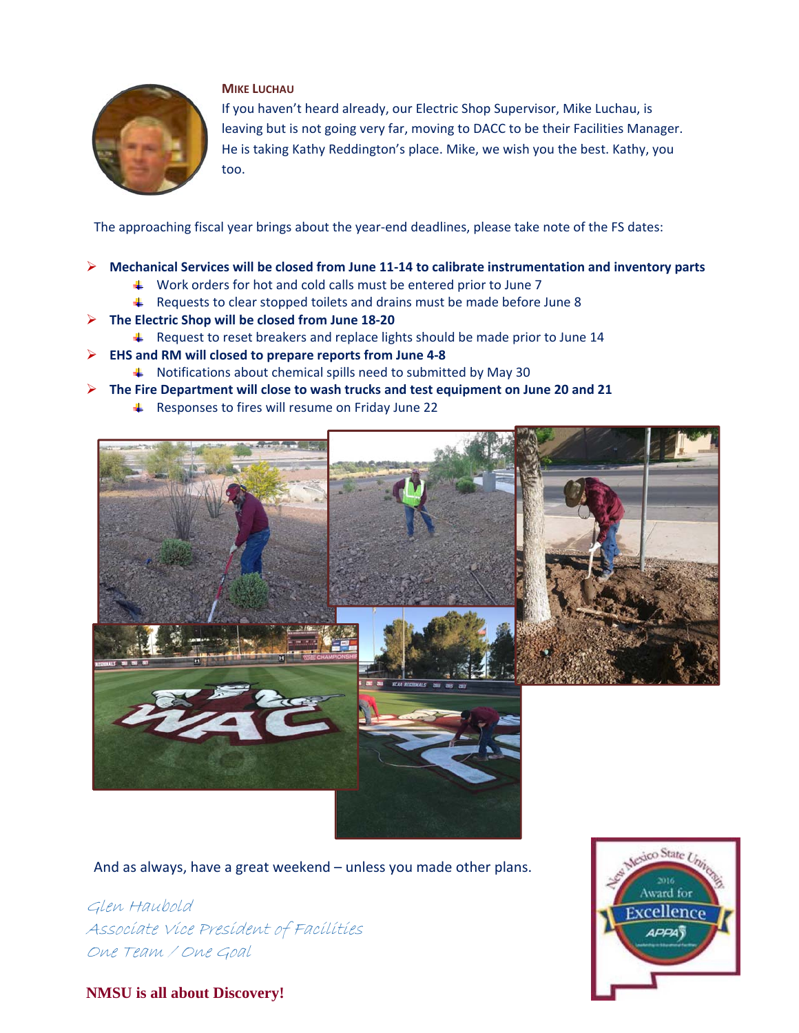### MIKE LUCHAU

If you haven't heard already, our Electric Shop Supervisor, Mike Luchau, is leaving but is not going very far, moving to DACC to be their Facilities Manager. He is taking Kathy Reddington's place. Mike, we wish you the best. Kathy, you too.

The approaching fiscal year brings about the year-end deadlines, please take note of the FS dates:

- **Mechanical Services will be closed from June 11-14 to calibrate instrumentation and inventory parts**
  - Work orders for hot and cold calls must be entered prior to June 7
  - Requests to clear stopped toilets and drains must be made before June 8
- **The Electric Shop will be closed from June 18-20**
  - Request to reset breakers and replace lights should be made prior to June 14
- **EHS and RM will closed to prepare reports from June 4-8**
  - Notifications about chemical spills need to submitted by May 30
- **The Fire Department will close to wash trucks and test equipment on June 20 and 21**
  - Responses to fires will resume on Friday June 22

And as always, have a great weekend – unless you made other plans.

*Glen Haubold*
*Associate Vice President of Facilities*
*One Team / One Goal*

**NMSU is all about Discovery!**